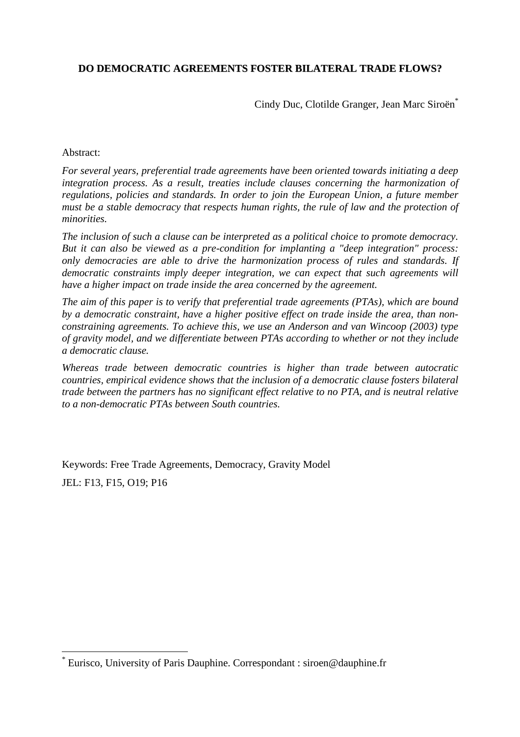# DO DEMOCRATIC AGREEMENTS FOSTER BILATERAL TRADE FLOWS?

Cindy Duc, Clotilde Granger, Jean Marc Siroën[*]

Abstract:

*For several years, preferential trade agreements have been oriented towards initiating a deep integration process. As a result, treaties include clauses concerning the harmonization of regulations, policies and standards. In order to join the European Union, a future member must be a stable democracy that respects human rights, the rule of law and the protection of minorities.*

*The inclusion of such a clause can be interpreted as a political choice to promote democracy. But it can also be viewed as a pre-condition for implanting a "deep integration" process: only democracies are able to drive the harmonization process of rules and standards. If democratic constraints imply deeper integration, we can expect that such agreements will have a higher impact on trade inside the area concerned by the agreement.*

*The aim of this paper is to verify that preferential trade agreements (PTAs), which are bound by a democratic constraint, have a higher positive effect on trade inside the area, than non-constraining agreements. To achieve this, we use an Anderson and van Wincoop (2003) type of gravity model, and we differentiate between PTAs according to whether or not they include a democratic clause.*

*Whereas trade between democratic countries is higher than trade between autocratic countries, empirical evidence shows that the inclusion of a democratic clause fosters bilateral trade between the partners has no significant effect relative to no PTA, and is neutral relative to a non-democratic PTAs between South countries.*

Keywords: Free Trade Agreements, Democracy, Gravity Model

JEL: F13, F15, O19; P16

[*] Eurisco, University of Paris Dauphine. Correspondant : siroen@dauphine.fr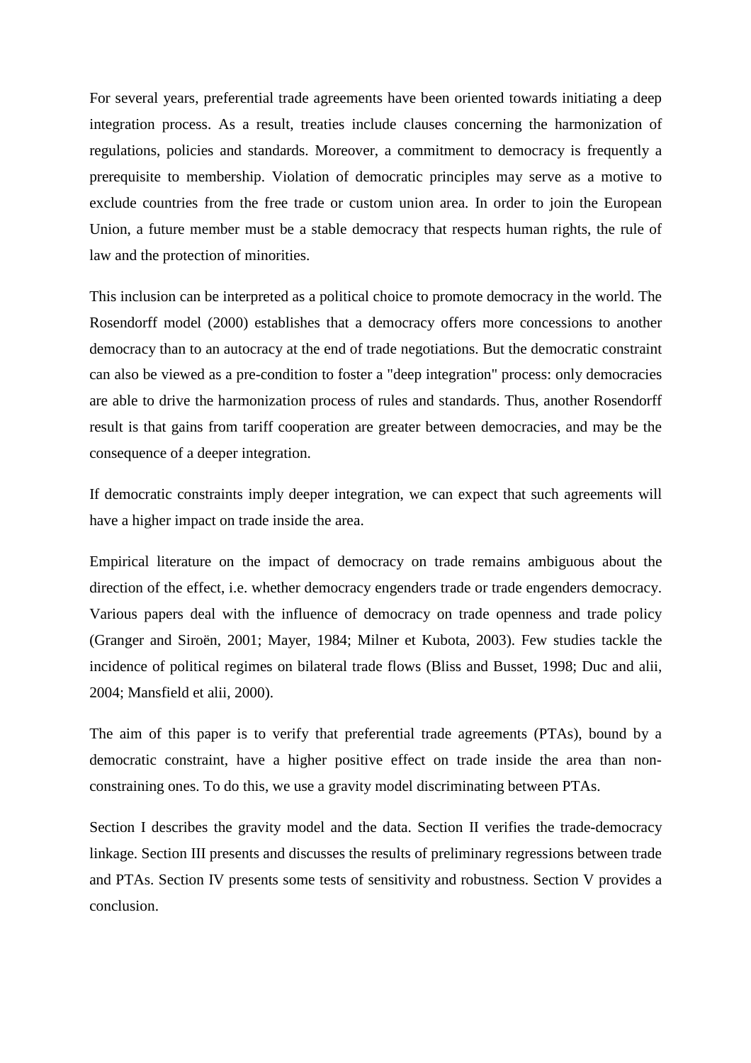For several years, preferential trade agreements have been oriented towards initiating a deep integration process. As a result, treaties include clauses concerning the harmonization of regulations, policies and standards. Moreover, a commitment to democracy is frequently a prerequisite to membership. Violation of democratic principles may serve as a motive to exclude countries from the free trade or custom union area. In order to join the European Union, a future member must be a stable democracy that respects human rights, the rule of law and the protection of minorities.

This inclusion can be interpreted as a political choice to promote democracy in the world. The Rosendorff model (2000) establishes that a democracy offers more concessions to another democracy than to an autocracy at the end of trade negotiations. But the democratic constraint can also be viewed as a pre-condition to foster a "deep integration" process: only democracies are able to drive the harmonization process of rules and standards. Thus, another Rosendorff result is that gains from tariff cooperation are greater between democracies, and may be the consequence of a deeper integration.

If democratic constraints imply deeper integration, we can expect that such agreements will have a higher impact on trade inside the area.

Empirical literature on the impact of democracy on trade remains ambiguous about the direction of the effect, i.e. whether democracy engenders trade or trade engenders democracy. Various papers deal with the influence of democracy on trade openness and trade policy (Granger and Siroën, 2001; Mayer, 1984; Milner et Kubota, 2003). Few studies tackle the incidence of political regimes on bilateral trade flows (Bliss and Busset, 1998; Duc and alii, 2004; Mansfield et alii, 2000).

The aim of this paper is to verify that preferential trade agreements (PTAs), bound by a democratic constraint, have a higher positive effect on trade inside the area than non-constraining ones. To do this, we use a gravity model discriminating between PTAs.

Section I describes the gravity model and the data. Section II verifies the trade-democracy linkage. Section III presents and discusses the results of preliminary regressions between trade and PTAs. Section IV presents some tests of sensitivity and robustness. Section V provides a conclusion.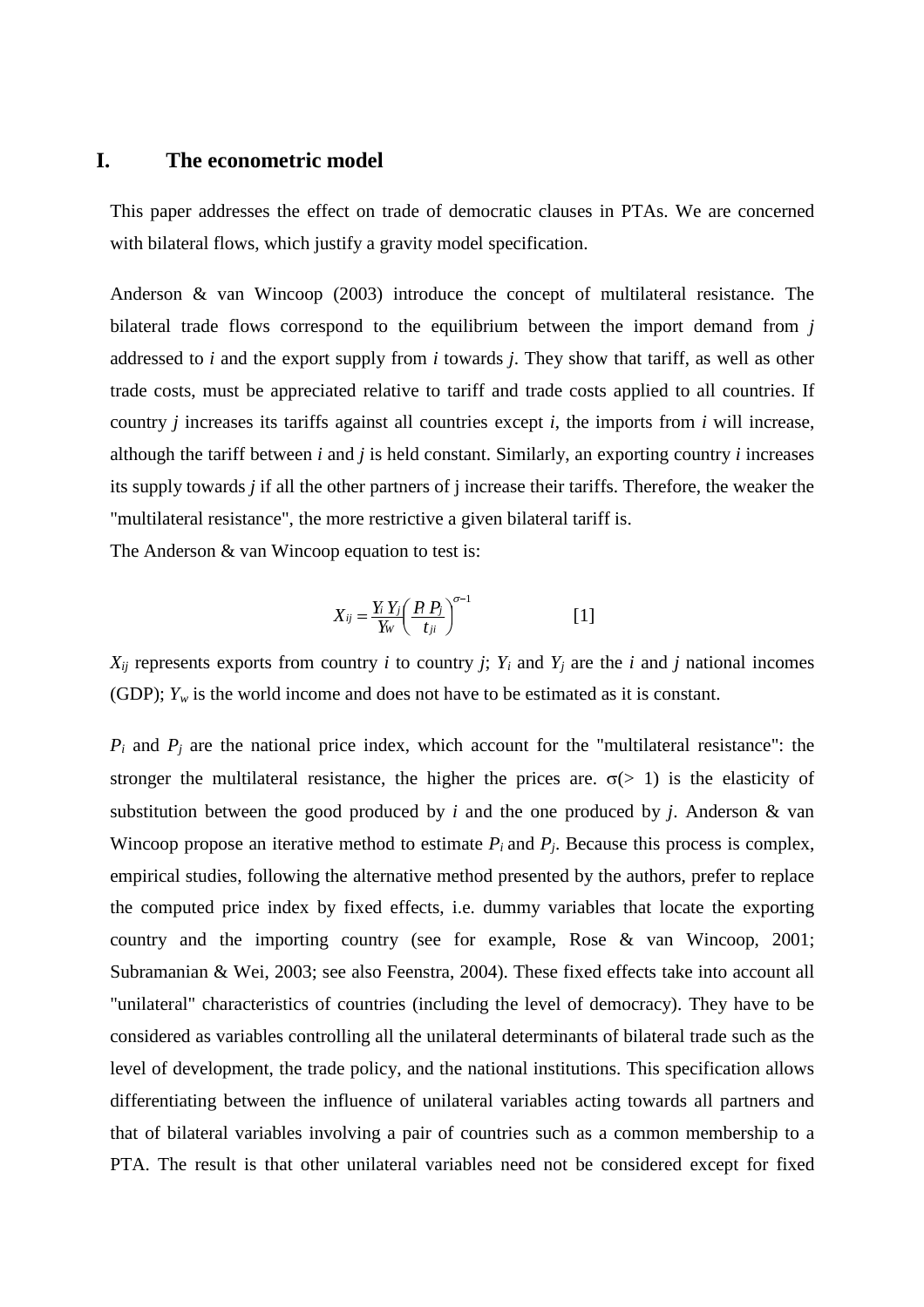# I. The econometric model

This paper addresses the effect on trade of democratic clauses in PTAs. We are concerned with bilateral flows, which justify a gravity model specification.

Anderson & van Wincoop (2003) introduce the concept of multilateral resistance. The bilateral trade flows correspond to the equilibrium between the import demand from *j* addressed to *i* and the export supply from *i* towards *j*. They show that tariff, as well as other trade costs, must be appreciated relative to tariff and trade costs applied to all countries. If country *j* increases its tariffs against all countries except *i*, the imports from *i* will increase, although the tariff between *i* and *j* is held constant. Similarly, an exporting country *i* increases its supply towards *j* if all the other partners of j increase their tariffs. Therefore, the weaker the "multilateral resistance", the more restrictive a given bilateral tariff is.

The Anderson & van Wincoop equation to test is:

$$X_{ij} = \frac{Y_i \, Y_j}{Y_W} \left( \frac{P_i \, P_j}{t_{ji}} \right)^{\sigma - 1} \qquad [1]$$

$X_{ij}$ represents exports from country *i* to country *j*; $Y_i$ and $Y_j$ are the *i* and *j* national incomes (GDP); $Y_w$ is the world income and does not have to be estimated as it is constant.

$P_i$ and $P_j$ are the national price index, which account for the "multilateral resistance": the stronger the multilateral resistance, the higher the prices are. $\sigma$(> 1) is the elasticity of substitution between the good produced by *i* and the one produced by *j*. Anderson & van Wincoop propose an iterative method to estimate $P_i$ and $P_j$. Because this process is complex, empirical studies, following the alternative method presented by the authors, prefer to replace the computed price index by fixed effects, i.e. dummy variables that locate the exporting country and the importing country (see for example, Rose & van Wincoop, 2001; Subramanian & Wei, 2003; see also Feenstra, 2004). These fixed effects take into account all "unilateral" characteristics of countries (including the level of democracy). They have to be considered as variables controlling all the unilateral determinants of bilateral trade such as the level of development, the trade policy, and the national institutions. This specification allows differentiating between the influence of unilateral variables acting towards all partners and that of bilateral variables involving a pair of countries such as a common membership to a PTA. The result is that other unilateral variables need not be considered except for fixed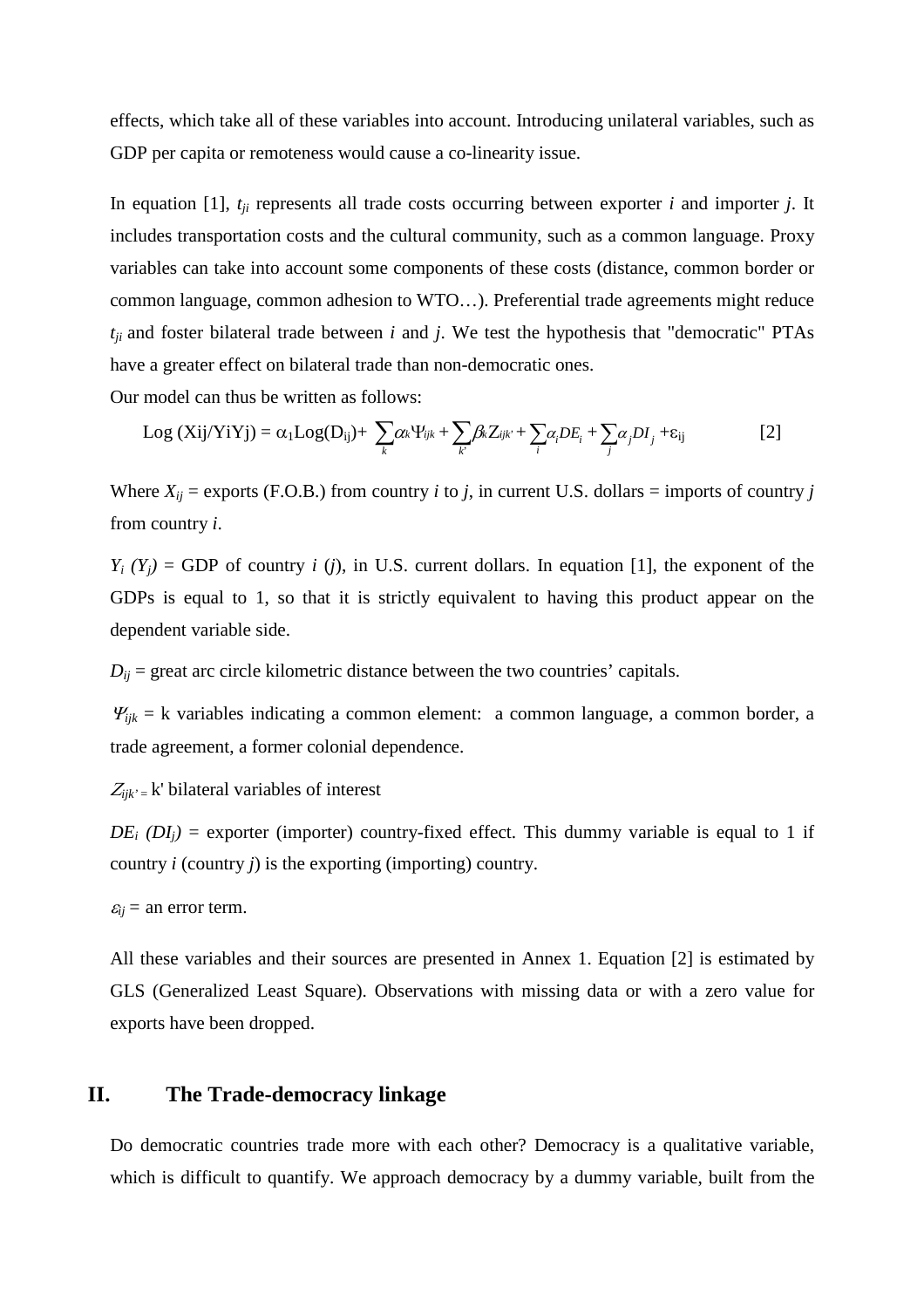effects, which take all of these variables into account. Introducing unilateral variables, such as GDP per capita or remoteness would cause a co-linearity issue.

In equation [1], $t_{ji}$ represents all trade costs occurring between exporter *i* and importer *j*. It includes transportation costs and the cultural community, such as a common language. Proxy variables can take into account some components of these costs (distance, common border or common language, common adhesion to WTO…). Preferential trade agreements might reduce $t_{ji}$ and foster bilateral trade between *i* and *j*. We test the hypothesis that "democratic" PTAs have a greater effect on bilateral trade than non-democratic ones.

Our model can thus be written as follows:

$$\text{Log}\,(Xij/YiYj) = \alpha_1 \text{Log}(D_{ij}) + \sum_k \alpha_k \Psi_{ijk} + \sum_{k'} \beta_k Z_{ijk'} + \sum_i \alpha_i DE_i + \sum_j \alpha_j DI_j + \varepsilon_{ij} \qquad [2]$$

Where $X_{ij}$ = exports (F.O.B.) from country *i* to *j*, in current U.S. dollars = imports of country *j* from country *i*.

$Y_i$ $(Y_j)$ = GDP of country *i* (*j*), in U.S. current dollars. In equation [1], the exponent of the GDPs is equal to 1, so that it is strictly equivalent to having this product appear on the dependent variable side.

$D_{ij}$ = great arc circle kilometric distance between the two countries' capitals.

$\Psi_{ijk}$ = k variables indicating a common element: a common language, a common border, a trade agreement, a former colonial dependence.

$Z_{ijk'}$ = k' bilateral variables of interest

$DE_i$ $(DI_j)$ = exporter (importer) country-fixed effect. This dummy variable is equal to 1 if country *i* (country *j*) is the exporting (importing) country.

$\varepsilon_{ij}$ = an error term.

All these variables and their sources are presented in Annex 1. Equation [2] is estimated by GLS (Generalized Least Square). Observations with missing data or with a zero value for exports have been dropped.

## II. The Trade-democracy linkage

Do democratic countries trade more with each other? Democracy is a qualitative variable, which is difficult to quantify. We approach democracy by a dummy variable, built from the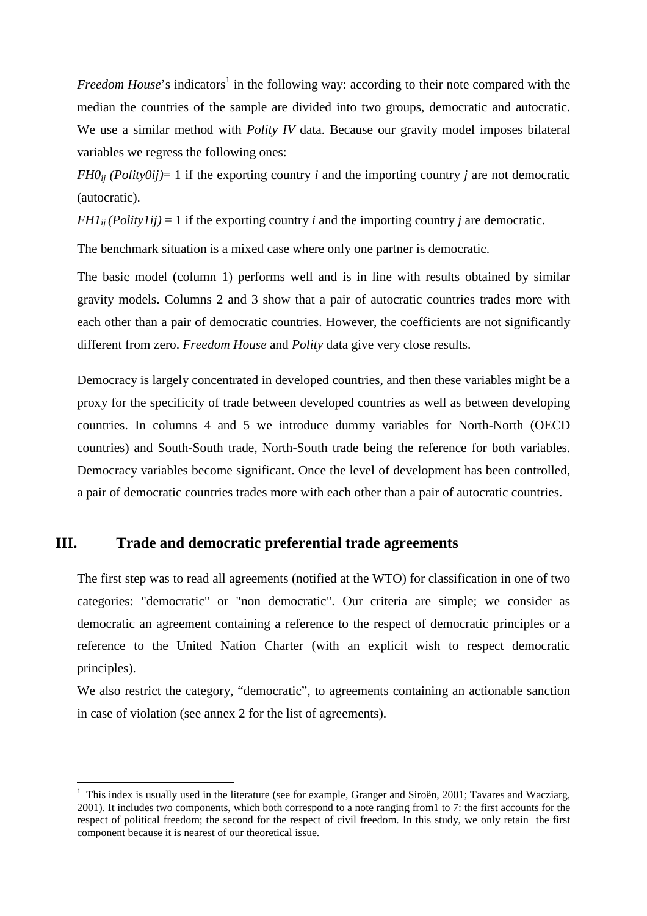*Freedom House*'s indicators[1] in the following way: according to their note compared with the median the countries of the sample are divided into two groups, democratic and autocratic. We use a similar method with *Polity IV* data. Because our gravity model imposes bilateral variables we regress the following ones:

$FH0_{ij}$ *(Polity0ij)*= 1 if the exporting country *i* and the importing country *j* are not democratic (autocratic).

$FH1_{ij}$ *(Polity1ij)* = 1 if the exporting country *i* and the importing country *j* are democratic.

The benchmark situation is a mixed case where only one partner is democratic.

The basic model (column 1) performs well and is in line with results obtained by similar gravity models. Columns 2 and 3 show that a pair of autocratic countries trades more with each other than a pair of democratic countries. However, the coefficients are not significantly different from zero. *Freedom House* and *Polity* data give very close results.

Democracy is largely concentrated in developed countries, and then these variables might be a proxy for the specificity of trade between developed countries as well as between developing countries. In columns 4 and 5 we introduce dummy variables for North-North (OECD countries) and South-South trade, North-South trade being the reference for both variables. Democracy variables become significant. Once the level of development has been controlled, a pair of democratic countries trades more with each other than a pair of autocratic countries.

## III. Trade and democratic preferential trade agreements

The first step was to read all agreements (notified at the WTO) for classification in one of two categories: "democratic" or "non democratic". Our criteria are simple; we consider as democratic an agreement containing a reference to the respect of democratic principles or a reference to the United Nation Charter (with an explicit wish to respect democratic principles).

We also restrict the category, "democratic", to agreements containing an actionable sanction in case of violation (see annex 2 for the list of agreements).

[1] This index is usually used in the literature (see for example, Granger and Siroën, 2001; Tavares and Wacziarg, 2001). It includes two components, which both correspond to a note ranging from1 to 7: the first accounts for the respect of political freedom; the second for the respect of civil freedom. In this study, we only retain the first component because it is nearest of our theoretical issue.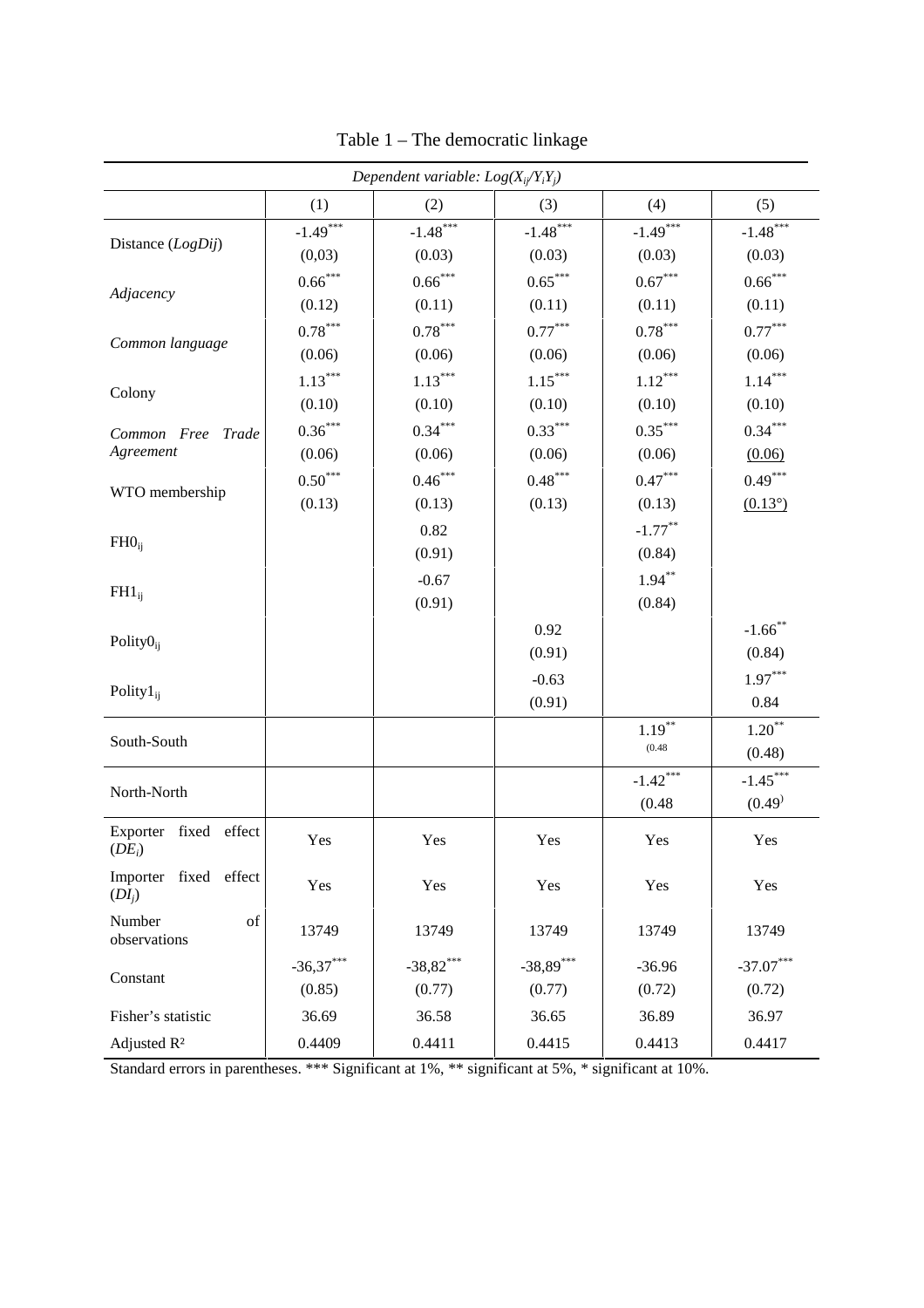Table 1 – The democratic linkage

| *Dependent variable: $Log(X_{ij}/Y_iY_j)$* | | | | | |
|---|---|---|---|---|---|
| | (1) | (2) | (3) | (4) | (5) |
| Distance (*LogDij*) | $-1.49^{***}$ | $-1.48^{***}$ | $-1.48^{***}$ | $-1.49^{***}$ | $-1.48^{***}$ |
| | (0,03) | (0.03) | (0.03) | (0.03) | (0.03) |
| *Adjacency* | $0.66^{***}$ | $0.66^{***}$ | $0.65^{***}$ | $0.67^{***}$ | $0.66^{***}$ |
| | (0.12) | (0.11) | (0.11) | (0.11) | (0.11) |
| *Common language* | $0.78^{***}$ | $0.78^{***}$ | $0.77^{***}$ | $0.78^{***}$ | $0.77^{***}$ |
| | (0.06) | (0.06) | (0.06) | (0.06) | (0.06) |
| Colony | $1.13^{***}$ | $1.13^{***}$ | $1.15^{***}$ | $1.12^{***}$ | $1.14^{***}$ |
| | (0.10) | (0.10) | (0.10) | (0.10) | (0.10) |
| *Common Free Trade Agreement* | $0.36^{***}$ | $0.34^{***}$ | $0.33^{***}$ | $0.35^{***}$ | $0.34^{***}$ |
| | (0.06) | (0.06) | (0.06) | (0.06) | (0.06) |
| WTO membership | $0.50^{***}$ | $0.46^{***}$ | $0.48^{***}$ | $0.47^{***}$ | $0.49^{***}$ |
| | (0.13) | (0.13) | (0.13) | (0.13) | (0.13°) |
| $FH0_{ij}$ | | 0.82 | | $-1.77^{**}$ | |
| | | (0.91) | | (0.84) | |
| $FH1_{ij}$ | | -0.67 | | $1.94^{**}$ | |
| | | (0.91) | | (0.84) | |
| $Polity0_{ij}$ | | | 0.92 | | $-1.66^{**}$ |
| | | | (0.91) | | (0.84) |
| $Polity1_{ij}$ | | | -0.63 | | $1.97^{***}$ |
| | | | (0.91) | | 0.84 |
| South-South | | | | $1.19^{**}$ | $1.20^{**}$ |
| | | | | (0.48 | (0.48) |
| North-North | | | | $-1.42^{***}$ | $-1.45^{***}$ |
| | | | | (0.48 | (0.49) |
| Exporter fixed effect ($DE_i$) | Yes | Yes | Yes | Yes | Yes |
| Importer fixed effect ($DI_j$) | Yes | Yes | Yes | Yes | Yes |
| Number of observations | 13749 | 13749 | 13749 | 13749 | 13749 |
| Constant | $-36,37^{***}$ | $-38,82^{***}$ | $-38,89^{***}$ | -36.96 | $-37.07^{***}$ |
| | (0.85) | (0.77) | (0.77) | (0.72) | (0.72) |
| Fisher's statistic | 36.69 | 36.58 | 36.65 | 36.89 | 36.97 |
| Adjusted R² | 0.4409 | 0.4411 | 0.4415 | 0.4413 | 0.4417 |

Standard errors in parentheses. *** Significant at 1%, ** significant at 5%, * significant at 10%.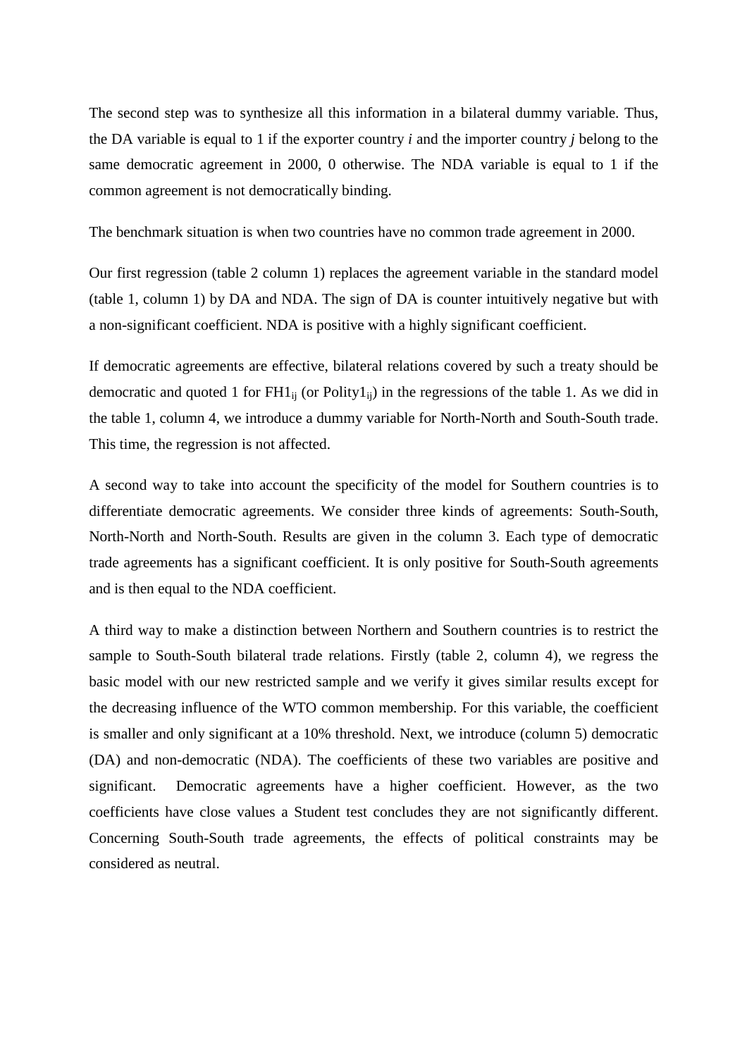The second step was to synthesize all this information in a bilateral dummy variable. Thus, the DA variable is equal to 1 if the exporter country *i* and the importer country *j* belong to the same democratic agreement in 2000, 0 otherwise. The NDA variable is equal to 1 if the common agreement is not democratically binding.

The benchmark situation is when two countries have no common trade agreement in 2000.

Our first regression (table 2 column 1) replaces the agreement variable in the standard model (table 1, column 1) by DA and NDA. The sign of DA is counter intuitively negative but with a non-significant coefficient. NDA is positive with a highly significant coefficient.

If democratic agreements are effective, bilateral relations covered by such a treaty should be democratic and quoted 1 for $FH1_{ij}$ (or $Polity1_{ij}$) in the regressions of the table 1. As we did in the table 1, column 4, we introduce a dummy variable for North-North and South-South trade. This time, the regression is not affected.

A second way to take into account the specificity of the model for Southern countries is to differentiate democratic agreements. We consider three kinds of agreements: South-South, North-North and North-South. Results are given in the column 3. Each type of democratic trade agreements has a significant coefficient. It is only positive for South-South agreements and is then equal to the NDA coefficient.

A third way to make a distinction between Northern and Southern countries is to restrict the sample to South-South bilateral trade relations. Firstly (table 2, column 4), we regress the basic model with our new restricted sample and we verify it gives similar results except for the decreasing influence of the WTO common membership. For this variable, the coefficient is smaller and only significant at a 10% threshold. Next, we introduce (column 5) democratic (DA) and non-democratic (NDA). The coefficients of these two variables are positive and significant. Democratic agreements have a higher coefficient. However, as the two coefficients have close values a Student test concludes they are not significantly different. Concerning South-South trade agreements, the effects of political constraints may be considered as neutral.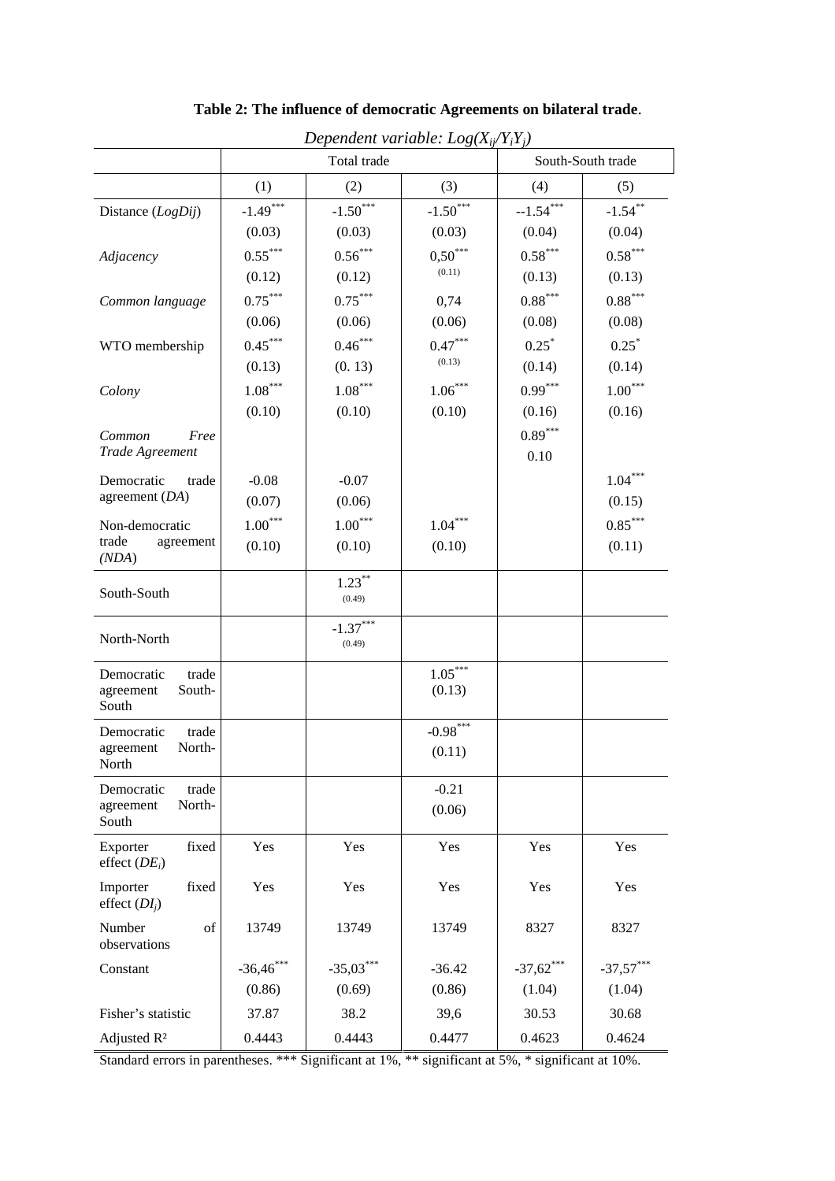**Table 2: The influence of democratic Agreements on bilateral trade**.

*Dependent variable: $Log(X_{ij}/Y_iY_j)$*

| | Total trade | | | South-South trade | |
|---|---|---|---|---|---|
| | (1) | (2) | (3) | (4) | (5) |
| Distance (*LogDij*) | -1.49*** | -1.50*** | -1.50*** | --1.54*** | -1.54** |
| | (0.03) | (0.03) | (0.03) | (0.04) | (0.04) |
| *Adjacency* | 0.55*** | 0.56*** | 0,50*** | 0.58*** | 0.58*** |
| | (0.12) | (0.12) | (0.11) | (0.13) | (0.13) |
| *Common language* | 0.75*** | 0.75*** | 0,74 | 0.88*** | 0.88*** |
| | (0.06) | (0.06) | (0.06) | (0.08) | (0.08) |
| WTO membership | 0.45*** | 0.46*** | 0.47*** | 0.25* | 0.25* |
| | (0.13) | (0. 13) | (0.13) | (0.14) | (0.14) |
| *Colony* | 1.08*** | 1.08*** | 1.06*** | 0.99*** | 1.00*** |
| | (0.10) | (0.10) | (0.10) | (0.16) | (0.16) |
| *Common Free Trade Agreement* | | | | 0.89*** | |
| | | | | 0.10 | |
| Democratic trade agreement (*DA*) | -0.08 | -0.07 | | | 1.04*** |
| | (0.07) | (0.06) | | | (0.15) |
| Non-democratic trade agreement (*NDA*) | 1.00*** | 1.00*** | 1.04*** | | 0.85*** |
| | (0.10) | (0.10) | (0.10) | | (0.11) |
| South-South | | 1.23** (0.49) | | | |
| North-North | | -1.37*** (0.49) | | | |
| Democratic trade agreement South-South | | | 1.05*** (0.13) | | |
| Democratic trade agreement North-North | | | -0.98*** (0.11) | | |
| Democratic trade agreement North-South | | | -0.21 (0.06) | | |
| Exporter fixed effect ($DE_i$) | Yes | Yes | Yes | Yes | Yes |
| Importer fixed effect ($DI_j$) | Yes | Yes | Yes | Yes | Yes |
| Number of observations | 13749 | 13749 | 13749 | 8327 | 8327 |
| Constant | -36,46*** | -35,03*** | -36.42 | -37,62*** | -37,57*** |
| | (0.86) | (0.69) | (0.86) | (1.04) | (1.04) |
| Fisher's statistic | 37.87 | 38.2 | 39,6 | 30.53 | 30.68 |
| Adjusted R² | 0.4443 | 0.4443 | 0.4477 | 0.4623 | 0.4624 |

Standard errors in parentheses. *** Significant at 1%, ** significant at 5%, * significant at 10%.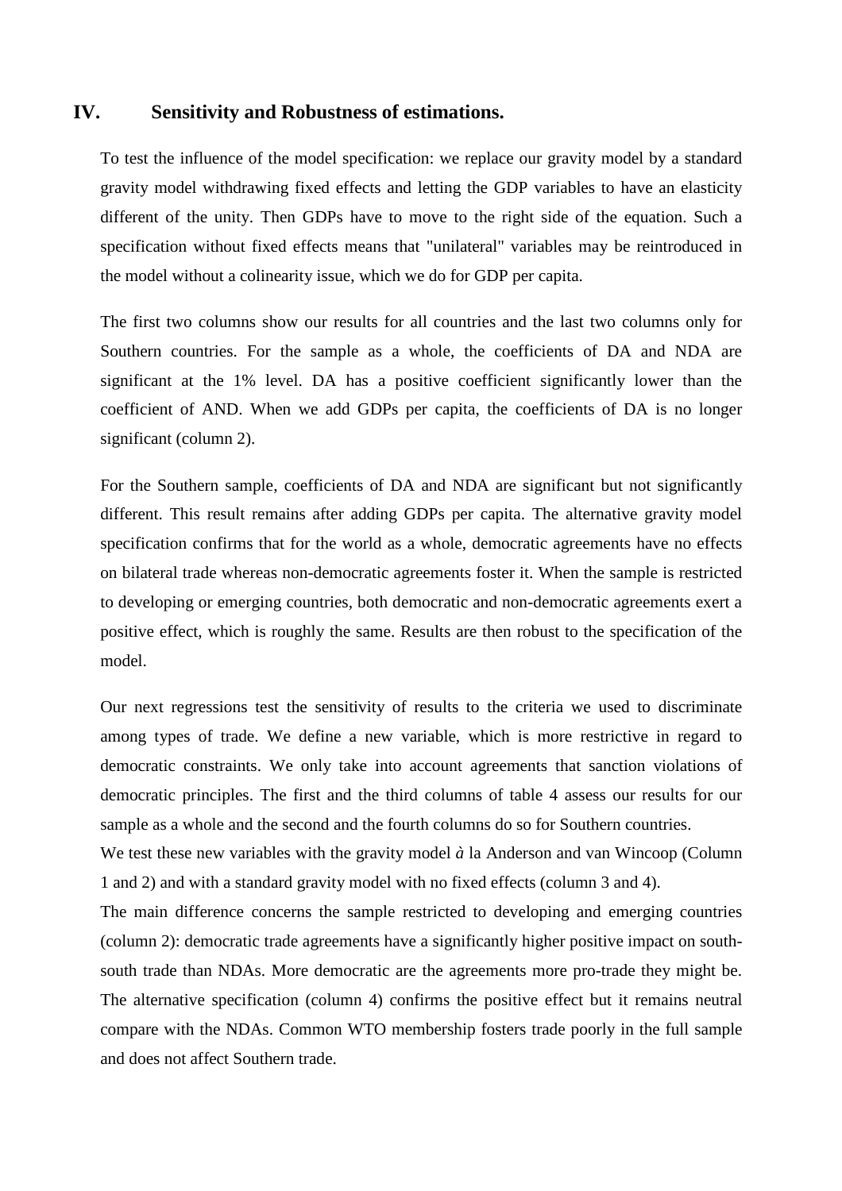## IV. Sensitivity and Robustness of estimations.

To test the influence of the model specification: we replace our gravity model by a standard gravity model withdrawing fixed effects and letting the GDP variables to have an elasticity different of the unity. Then GDPs have to move to the right side of the equation. Such a specification without fixed effects means that "unilateral" variables may be reintroduced in the model without a colinearity issue, which we do for GDP per capita.

The first two columns show our results for all countries and the last two columns only for Southern countries. For the sample as a whole, the coefficients of DA and NDA are significant at the 1% level. DA has a positive coefficient significantly lower than the coefficient of AND. When we add GDPs per capita, the coefficients of DA is no longer significant (column 2).

For the Southern sample, coefficients of DA and NDA are significant but not significantly different. This result remains after adding GDPs per capita. The alternative gravity model specification confirms that for the world as a whole, democratic agreements have no effects on bilateral trade whereas non-democratic agreements foster it. When the sample is restricted to developing or emerging countries, both democratic and non-democratic agreements exert a positive effect, which is roughly the same. Results are then robust to the specification of the model.

Our next regressions test the sensitivity of results to the criteria we used to discriminate among types of trade. We define a new variable, which is more restrictive in regard to democratic constraints. We only take into account agreements that sanction violations of democratic principles. The first and the third columns of table 4 assess our results for our sample as a whole and the second and the fourth columns do so for Southern countries.

We test these new variables with the gravity model *à* la Anderson and van Wincoop (Column 1 and 2) and with a standard gravity model with no fixed effects (column 3 and 4).

The main difference concerns the sample restricted to developing and emerging countries (column 2): democratic trade agreements have a significantly higher positive impact on south-south trade than NDAs. More democratic are the agreements more pro-trade they might be. The alternative specification (column 4) confirms the positive effect but it remains neutral compare with the NDAs. Common WTO membership fosters trade poorly in the full sample and does not affect Southern trade.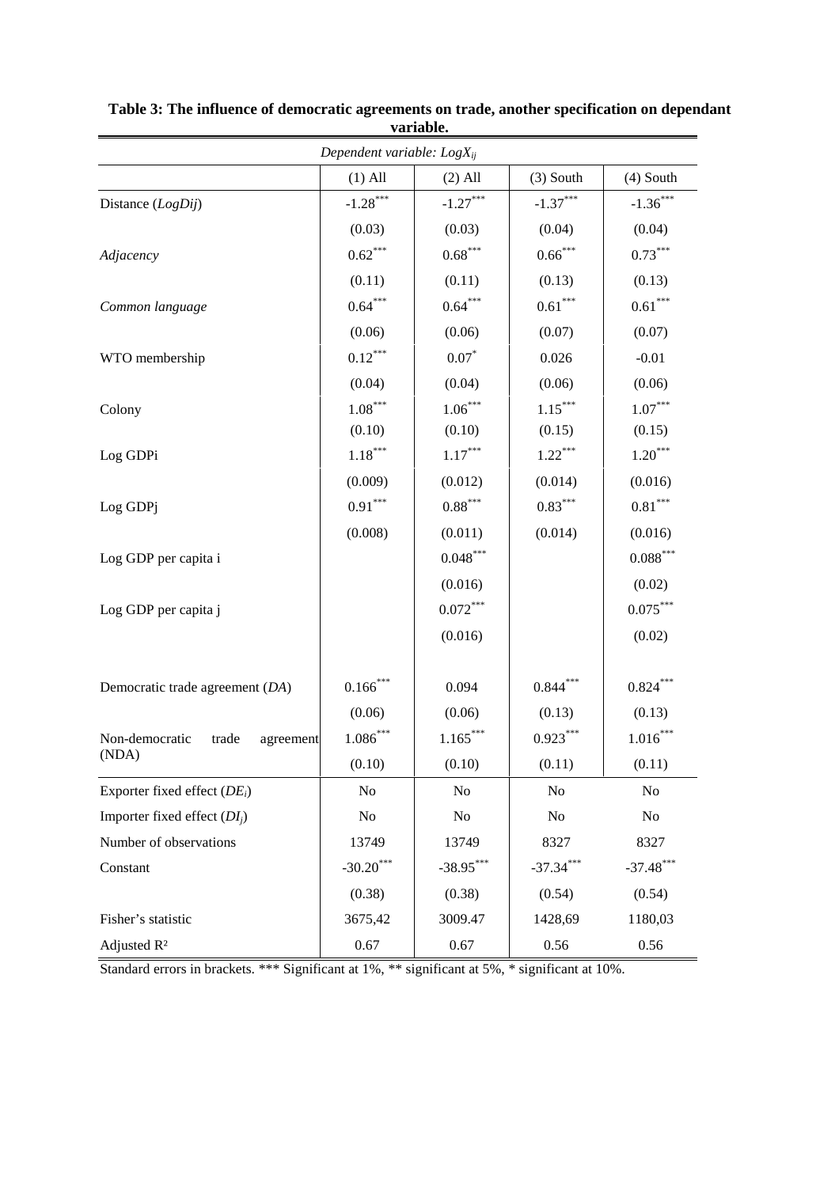**Table 3: The influence of democratic agreements on trade, another specification on dependant variable.**

| Dependent variable: $LogX_{ij}$ | | | | |
|---|---|---|---|---|
| | (1) All | (2) All | (3) South | (4) South |
| Distance (*LogDij*) | -1.28*** | -1.27*** | -1.37*** | -1.36*** |
| | (0.03) | (0.03) | (0.04) | (0.04) |
| *Adjacency* | 0.62*** | 0.68*** | 0.66*** | 0.73*** |
| | (0.11) | (0.11) | (0.13) | (0.13) |
| *Common language* | 0.64*** | 0.64*** | 0.61*** | 0.61*** |
| | (0.06) | (0.06) | (0.07) | (0.07) |
| WTO membership | 0.12*** | 0.07* | 0.026 | -0.01 |
| | (0.04) | (0.04) | (0.06) | (0.06) |
| Colony | 1.08*** | 1.06*** | 1.15*** | 1.07*** |
| | (0.10) | (0.10) | (0.15) | (0.15) |
| Log GDPi | 1.18*** | 1.17*** | 1.22*** | 1.20*** |
| | (0.009) | (0.012) | (0.014) | (0.016) |
| Log GDPj | 0.91*** | 0.88*** | 0.83*** | 0.81*** |
| | (0.008) | (0.011) | (0.014) | (0.016) |
| Log GDP per capita i | | 0.048*** | | 0.088*** |
| | | (0.016) | | (0.02) |
| Log GDP per capita j | | 0.072*** | | 0.075*** |
| | | (0.016) | | (0.02) |
| Democratic trade agreement (*DA*) | 0.166*** | 0.094 | 0.844*** | 0.824*** |
| | (0.06) | (0.06) | (0.13) | (0.13) |
| Non-democratic trade agreement (NDA) | 1.086*** | 1.165*** | 0.923*** | 1.016*** |
| | (0.10) | (0.10) | (0.11) | (0.11) |
| Exporter fixed effect ($DE_i$) | No | No | No | No |
| Importer fixed effect ($DI_j$) | No | No | No | No |
| Number of observations | 13749 | 13749 | 8327 | 8327 |
| Constant | -30.20*** | -38.95*** | -37.34*** | -37.48*** |
| | (0.38) | (0.38) | (0.54) | (0.54) |
| Fisher's statistic | 3675,42 | 3009.47 | 1428,69 | 1180,03 |
| Adjusted $R^2$ | 0.67 | 0.67 | 0.56 | 0.56 |

Standard errors in brackets. *** Significant at 1%, ** significant at 5%, * significant at 10%.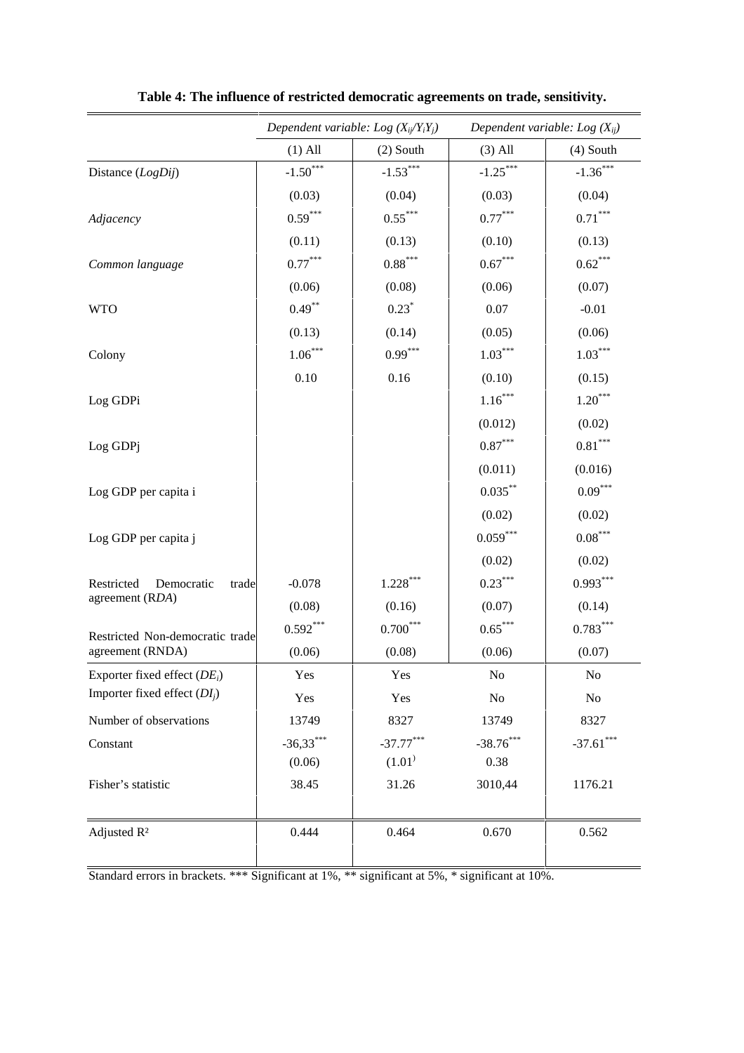**Table 4: The influence of restricted democratic agreements on trade, sensitivity.**

| | Dependent variable: Log ($X_{ij}/Y_iY_j$) | | Dependent variable: Log ($X_{ij}$) | |
|---|---|---|---|---|
| | (1) All | (2) South | (3) All | (4) South |
| Distance (*LogDij*) | -1.50*** | -1.53*** | -1.25*** | -1.36*** |
| | (0.03) | (0.04) | (0.03) | (0.04) |
| *Adjacency* | 0.59*** | 0.55*** | 0.77*** | 0.71*** |
| | (0.11) | (0.13) | (0.10) | (0.13) |
| *Common language* | 0.77*** | 0.88*** | 0.67*** | 0.62*** |
| | (0.06) | (0.08) | (0.06) | (0.07) |
| WTO | 0.49** | 0.23* | 0.07 | -0.01 |
| | (0.13) | (0.14) | (0.05) | (0.06) |
| Colony | 1.06*** | 0.99*** | 1.03*** | 1.03*** |
| | 0.10 | 0.16 | (0.10) | (0.15) |
| Log GDPi | | | 1.16*** | 1.20*** |
| | | | (0.012) | (0.02) |
| Log GDPj | | | 0.87*** | 0.81*** |
| | | | (0.011) | (0.016) |
| Log GDP per capita i | | | 0.035** | 0.09*** |
| | | | (0.02) | (0.02) |
| Log GDP per capita j | | | 0.059*** | 0.08*** |
| | | | (0.02) | (0.02) |
| Restricted Democratic trade agreement (R*DA*) | -0.078 | 1.228*** | 0.23*** | 0.993*** |
| | (0.08) | (0.16) | (0.07) | (0.14) |
| Restricted Non-democratic trade agreement (RNDA) | 0.592*** | 0.700*** | 0.65*** | 0.783*** |
| | (0.06) | (0.08) | (0.06) | (0.07) |
| Exporter fixed effect ($DE_i$) | Yes | Yes | No | No |
| Importer fixed effect ($DI_j$) | Yes | Yes | No | No |
| Number of observations | 13749 | 8327 | 13749 | 8327 |
| Constant | -36,33*** | -37.77*** | -38.76*** | -37.61*** |
| | (0.06) | (1.01) | 0.38 | |
| Fisher's statistic | 38.45 | 31.26 | 3010,44 | 1176.21 |
| Adjusted R² | 0.444 | 0.464 | 0.670 | 0.562 |

Standard errors in brackets. *** Significant at 1%, ** significant at 5%, * significant at 10%.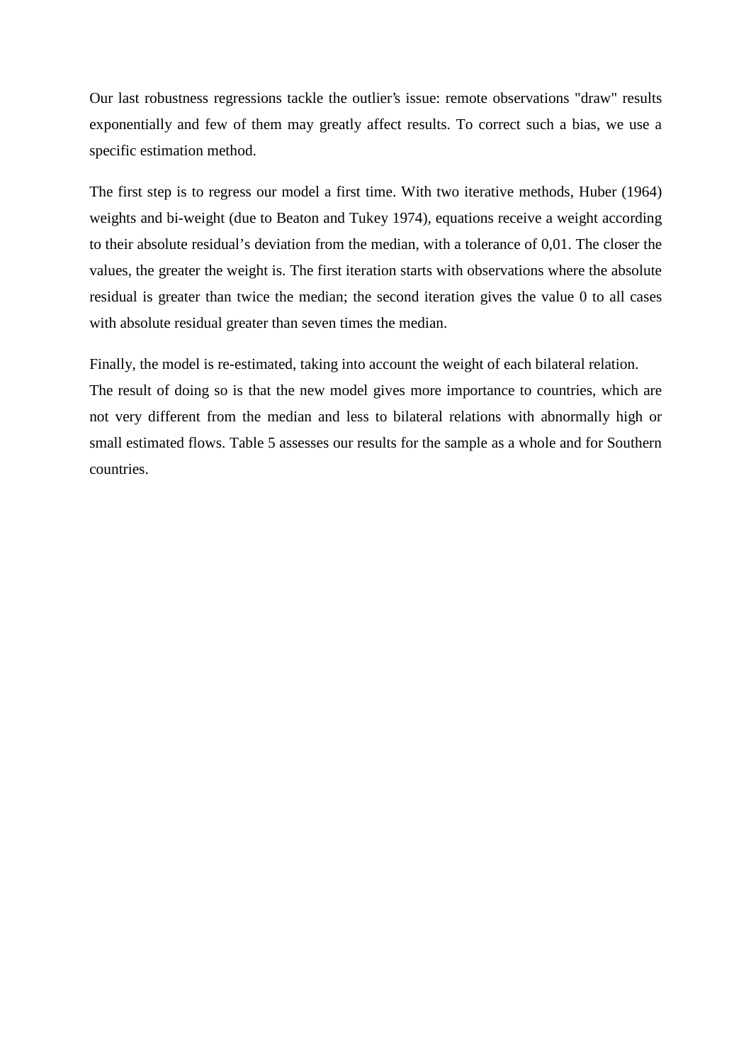Our last robustness regressions tackle the outlier's issue: remote observations "draw" results exponentially and few of them may greatly affect results. To correct such a bias, we use a specific estimation method.

The first step is to regress our model a first time. With two iterative methods, Huber (1964) weights and bi-weight (due to Beaton and Tukey 1974), equations receive a weight according to their absolute residual's deviation from the median, with a tolerance of 0,01. The closer the values, the greater the weight is. The first iteration starts with observations where the absolute residual is greater than twice the median; the second iteration gives the value 0 to all cases with absolute residual greater than seven times the median.

Finally, the model is re-estimated, taking into account the weight of each bilateral relation.
The result of doing so is that the new model gives more importance to countries, which are not very different from the median and less to bilateral relations with abnormally high or small estimated flows. Table 5 assesses our results for the sample as a whole and for Southern countries.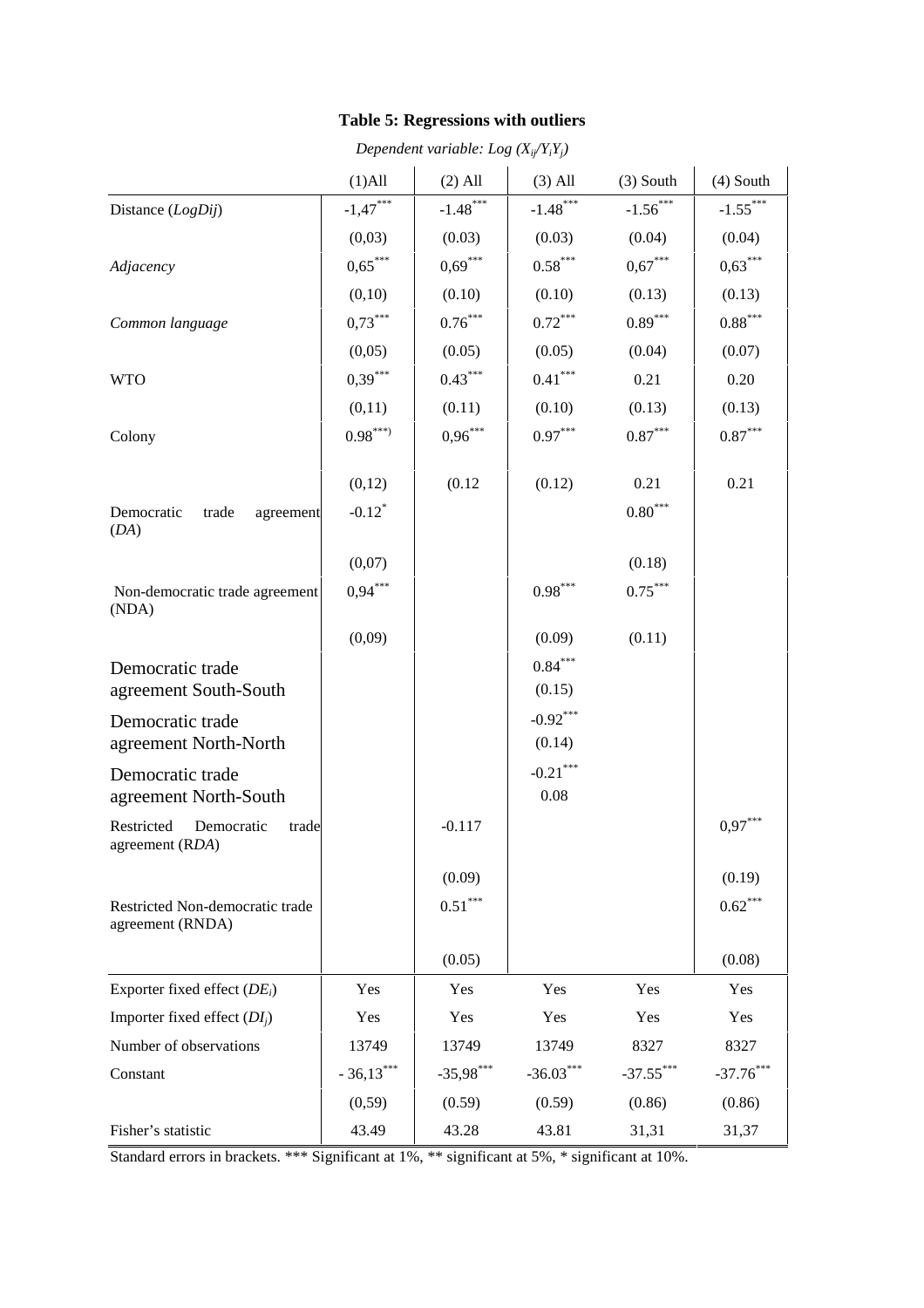**Table 5: Regressions with outliers**

*Dependent variable: Log ($X_{ij}/Y_iY_j$)*

| | (1)All | (2) All | (3) All | (3) South | (4) South |
|---|---|---|---|---|---|
| Distance (*LogDij*) | -1,47*** | -1.48*** | -1.48*** | -1.56*** | -1.55*** |
| | (0,03) | (0.03) | (0.03) | (0.04) | (0.04) |
| *Adjacency* | 0,65*** | 0,69*** | 0.58*** | 0,67*** | 0,63*** |
| | (0,10) | (0.10) | (0.10) | (0.13) | (0.13) |
| *Common language* | 0,73*** | 0.76*** | 0.72*** | 0.89*** | 0.88*** |
| | (0,05) | (0.05) | (0.05) | (0.04) | (0.07) |
| WTO | 0,39*** | 0.43*** | 0.41*** | 0.21 | 0.20 |
| | (0,11) | (0.11) | (0.10) | (0.13) | (0.13) |
| Colony | 0.98***) | 0,96*** | 0.97*** | 0.87*** | 0.87*** |
| | (0,12) | (0.12 | (0.12) | 0.21 | 0.21 |
| Democratic trade agreement (*DA*) | -0.12* | | | 0.80*** | |
| | (0,07) | | | (0.18) | |
| Non-democratic trade agreement (NDA) | 0,94*** | | 0.98*** | 0.75*** | |
| | (0,09) | | (0.09) | (0.11) | |
| Democratic trade agreement South-South | | | 0.84*** (0.15) | | |
| Democratic trade agreement North-North | | | -0.92*** (0.14) | | |
| Democratic trade agreement North-South | | | -0.21*** 0.08 | | |
| Restricted Democratic trade agreement (R*DA*) | | -0.117 | | | 0,97*** |
| | | (0.09) | | | (0.19) |
| Restricted Non-democratic trade agreement (RNDA) | | 0.51*** | | | 0.62*** |
| | | (0.05) | | | (0.08) |
| Exporter fixed effect ($DE_i$) | Yes | Yes | Yes | Yes | Yes |
| Importer fixed effect ($DI_j$) | Yes | Yes | Yes | Yes | Yes |
| Number of observations | 13749 | 13749 | 13749 | 8327 | 8327 |
| Constant | - 36,13*** | -35,98*** | -36.03*** | -37.55*** | -37.76*** |
| | (0,59) | (0.59) | (0.59) | (0.86) | (0.86) |
| Fisher's statistic | 43.49 | 43.28 | 43.81 | 31,31 | 31,37 |

Standard errors in brackets. *** Significant at 1%, ** significant at 5%, * significant at 10%.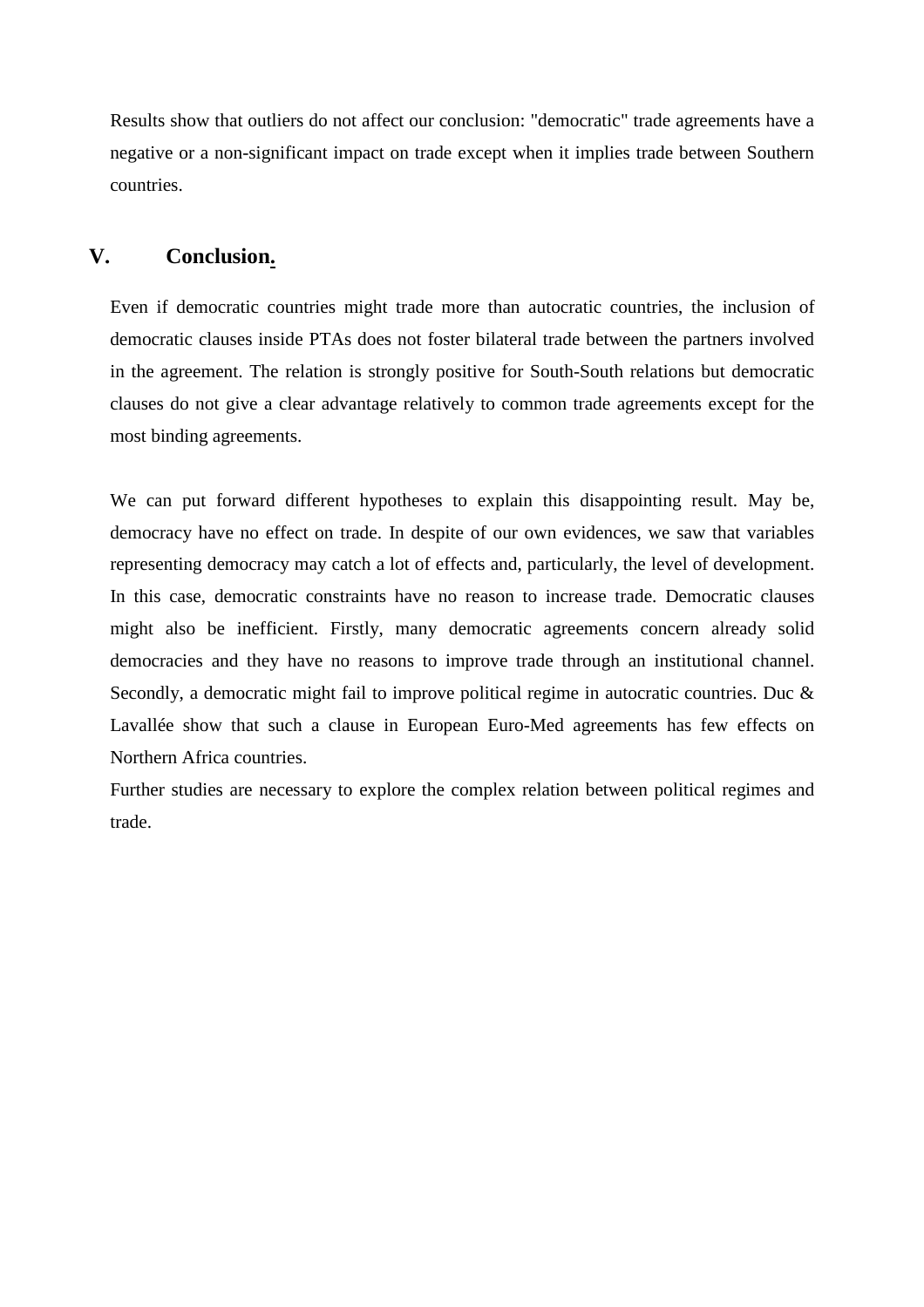Results show that outliers do not affect our conclusion: "democratic" trade agreements have a negative or a non-significant impact on trade except when it implies trade between Southern countries.

## V. Conclusion.

Even if democratic countries might trade more than autocratic countries, the inclusion of democratic clauses inside PTAs does not foster bilateral trade between the partners involved in the agreement. The relation is strongly positive for South-South relations but democratic clauses do not give a clear advantage relatively to common trade agreements except for the most binding agreements.

We can put forward different hypotheses to explain this disappointing result. May be, democracy have no effect on trade. In despite of our own evidences, we saw that variables representing democracy may catch a lot of effects and, particularly, the level of development. In this case, democratic constraints have no reason to increase trade. Democratic clauses might also be inefficient. Firstly, many democratic agreements concern already solid democracies and they have no reasons to improve trade through an institutional channel. Secondly, a democratic might fail to improve political regime in autocratic countries. Duc & Lavallée show that such a clause in European Euro-Med agreements has few effects on Northern Africa countries.

Further studies are necessary to explore the complex relation between political regimes and trade.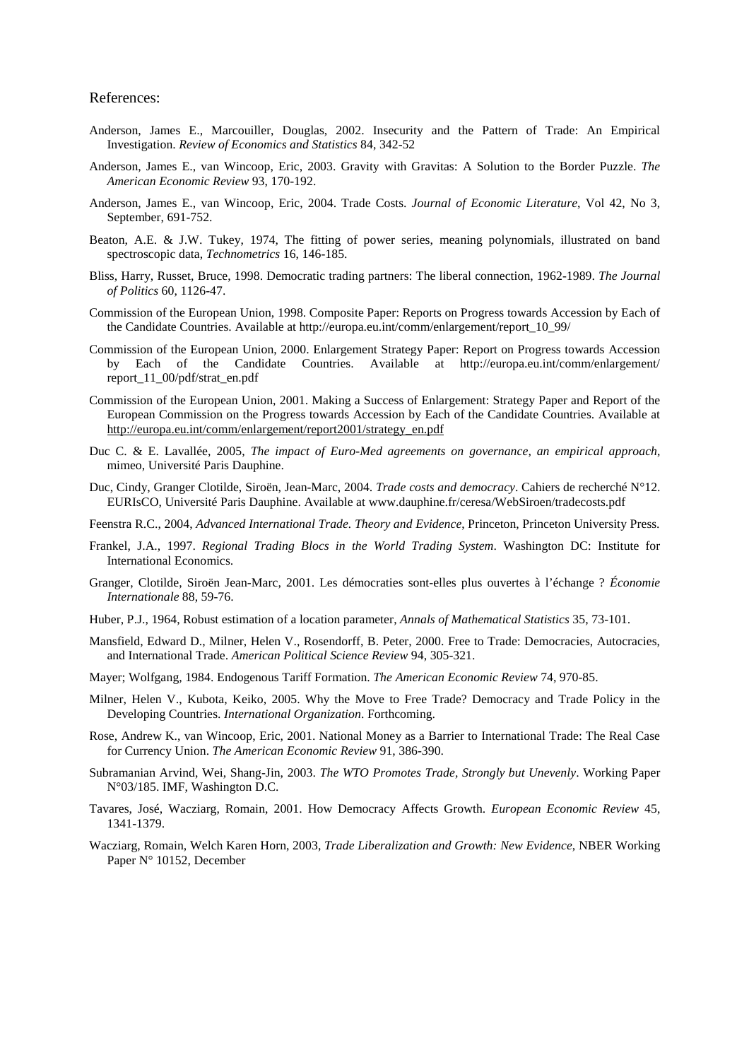References:

Anderson, James E., Marcouiller, Douglas, 2002. Insecurity and the Pattern of Trade: An Empirical Investigation. *Review of Economics and Statistics* 84, 342-52

Anderson, James E., van Wincoop, Eric, 2003. Gravity with Gravitas: A Solution to the Border Puzzle. *The American Economic Review* 93, 170-192.

Anderson, James E., van Wincoop, Eric, 2004. Trade Costs. *Journal of Economic Literature*, Vol 42, No 3, September, 691-752.

Beaton, A.E. & J.W. Tukey, 1974, The fitting of power series, meaning polynomials, illustrated on band spectroscopic data, *Technometrics* 16, 146-185.

Bliss, Harry, Russet, Bruce, 1998. Democratic trading partners: The liberal connection, 1962-1989. *The Journal of Politics* 60, 1126-47.

Commission of the European Union, 1998. Composite Paper: Reports on Progress towards Accession by Each of the Candidate Countries. Available at http://europa.eu.int/comm/enlargement/report_10_99/

Commission of the European Union, 2000. Enlargement Strategy Paper: Report on Progress towards Accession by Each of the Candidate Countries. Available at http://europa.eu.int/comm/enlargement/report_11_00/pdf/strat_en.pdf

Commission of the European Union, 2001. Making a Success of Enlargement: Strategy Paper and Report of the European Commission on the Progress towards Accession by Each of the Candidate Countries. Available at http://europa.eu.int/comm/enlargement/report2001/strategy_en.pdf

Duc C. & E. Lavallée, 2005, *The impact of Euro-Med agreements on governance, an empirical approach*, mimeo, Université Paris Dauphine.

Duc, Cindy, Granger Clotilde, Siroën, Jean-Marc, 2004. *Trade costs and democracy*. Cahiers de recherché N°12. EURIsCO, Université Paris Dauphine. Available at www.dauphine.fr/ceresa/WebSiroen/tradecosts.pdf

Feenstra R.C., 2004, *Advanced International Trade. Theory and Evidence*, Princeton, Princeton University Press.

Frankel, J.A., 1997. *Regional Trading Blocs in the World Trading System*. Washington DC: Institute for International Economics.

Granger, Clotilde, Siroën Jean-Marc, 2001. Les démocraties sont-elles plus ouvertes à l'échange ? *Économie Internationale* 88, 59-76.

Huber, P.J., 1964, Robust estimation of a location parameter, *Annals of Mathematical Statistics* 35, 73-101.

Mansfield, Edward D., Milner, Helen V., Rosendorff, B. Peter, 2000. Free to Trade: Democracies, Autocracies, and International Trade. *American Political Science Review* 94, 305-321.

Mayer; Wolfgang, 1984. Endogenous Tariff Formation. *The American Economic Review* 74, 970-85.

Milner, Helen V., Kubota, Keiko, 2005. Why the Move to Free Trade? Democracy and Trade Policy in the Developing Countries. *International Organization*. Forthcoming.

Rose, Andrew K., van Wincoop, Eric, 2001. National Money as a Barrier to International Trade: The Real Case for Currency Union. *The American Economic Review* 91, 386-390.

Subramanian Arvind, Wei, Shang-Jin, 2003. *The WTO Promotes Trade, Strongly but Unevenly*. Working Paper N°03/185. IMF, Washington D.C.

Tavares, José, Wacziarg, Romain, 2001. How Democracy Affects Growth. *European Economic Review* 45, 1341-1379.

Wacziarg, Romain, Welch Karen Horn, 2003, *Trade Liberalization and Growth: New Evidence*, NBER Working Paper N° 10152, December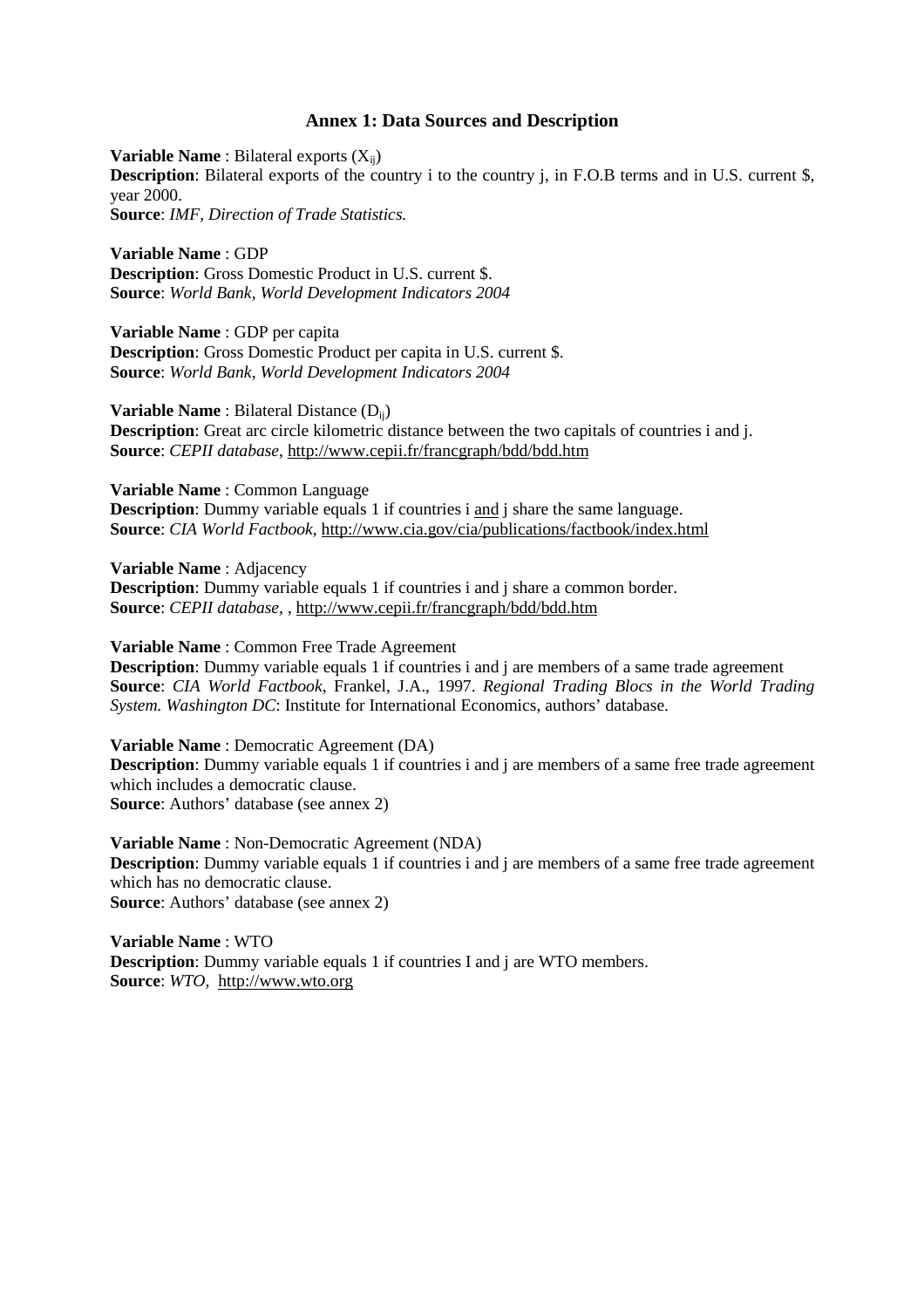## Annex 1: Data Sources and Description

**Variable Name** : Bilateral exports ($X_{ij}$)
**Description**: Bilateral exports of the country i to the country j, in F.O.B terms and in U.S. current $, year 2000.
**Source**: *IMF, Direction of Trade Statistics.*

**Variable Name** : GDP
**Description**: Gross Domestic Product in U.S. current $.
**Source**: *World Bank, World Development Indicators 2004*

**Variable Name** : GDP per capita
**Description**: Gross Domestic Product per capita in U.S. current $.
**Source**: *World Bank, World Development Indicators 2004*

**Variable Name** : Bilateral Distance ($D_{ij}$)
**Description**: Great arc circle kilometric distance between the two capitals of countries i and j.
**Source**: *CEPII database*, http://www.cepii.fr/francgraph/bdd/bdd.htm

**Variable Name** : Common Language
**Description**: Dummy variable equals 1 if countries i and j share the same language.
**Source**: *CIA World Factbook*, http://www.cia.gov/cia/publications/factbook/index.html

**Variable Name** : Adjacency
**Description**: Dummy variable equals 1 if countries i and j share a common border.
**Source**: *CEPII database*, , http://www.cepii.fr/francgraph/bdd/bdd.htm

**Variable Name** : Common Free Trade Agreement
**Description**: Dummy variable equals 1 if countries i and j are members of a same trade agreement
**Source**: *CIA World Factbook*, Frankel, J.A., 1997. *Regional Trading Blocs in the World Trading System. Washington DC*: Institute for International Economics, authors' database.

**Variable Name** : Democratic Agreement (DA)
**Description**: Dummy variable equals 1 if countries i and j are members of a same free trade agreement which includes a democratic clause.
**Source**: Authors' database (see annex 2)

**Variable Name** : Non-Democratic Agreement (NDA)
**Description**: Dummy variable equals 1 if countries i and j are members of a same free trade agreement which has no democratic clause.
**Source**: Authors' database (see annex 2)

**Variable Name** : WTO
**Description**: Dummy variable equals 1 if countries I and j are WTO members.
**Source**: *WTO*, http://www.wto.org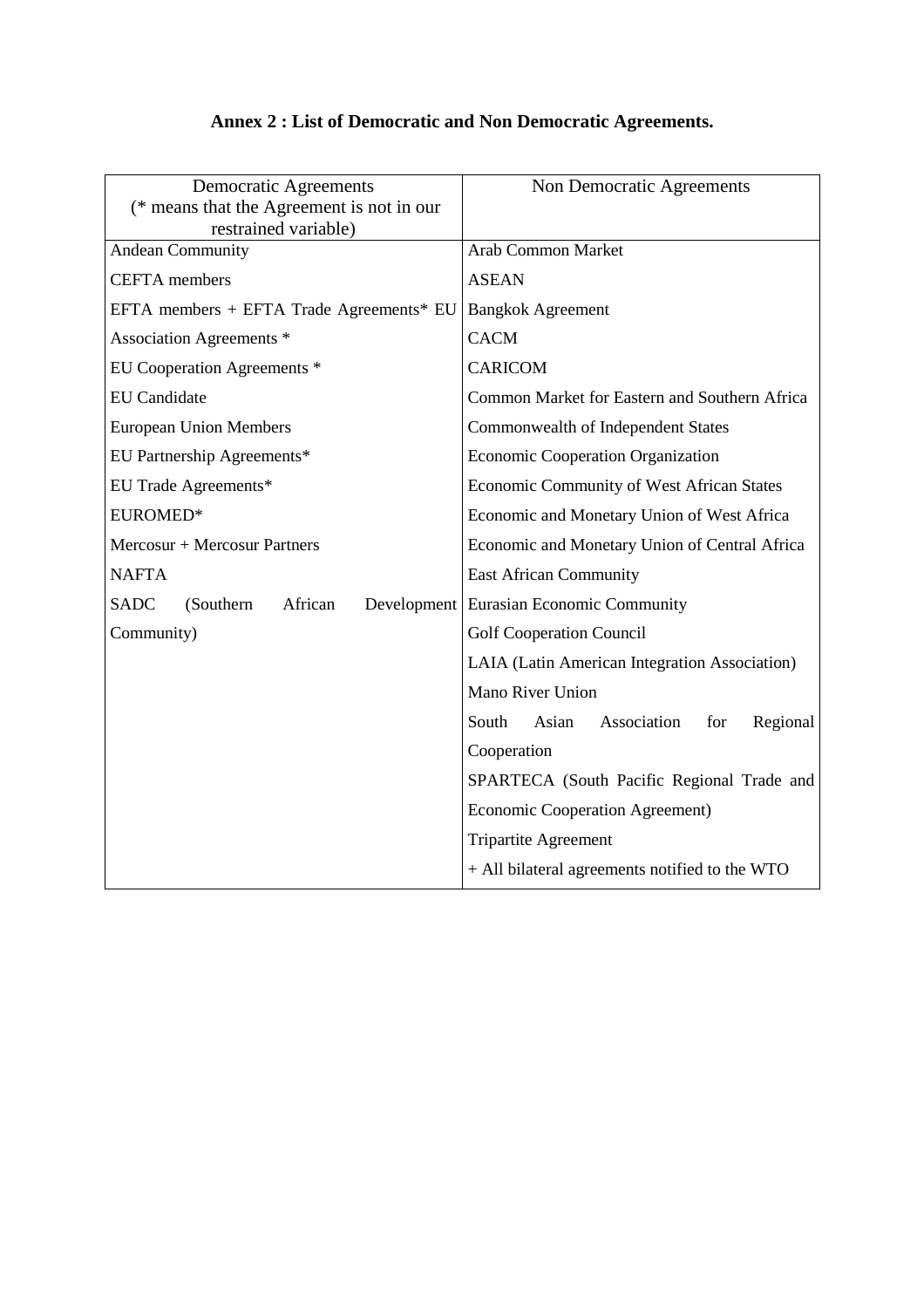# Annex 2 : List of Democratic and Non Democratic Agreements.

| Democratic Agreements (* means that the Agreement is not in our restrained variable) | Non Democratic Agreements |
|---|---|
| Andean Community | Arab Common Market |
| CEFTA members | ASEAN |
| EFTA members + EFTA Trade Agreements* | Bangkok Agreement |
| EU Association Agreements * | CACM |
| EU Cooperation Agreements * | CARICOM |
| EU Candidate | Common Market for Eastern and Southern Africa |
| European Union Members | Commonwealth of Independent States |
| EU Partnership Agreements* | Economic Cooperation Organization |
| EU Trade Agreements* | Economic Community of West African States |
| EUROMED* | Economic and Monetary Union of West Africa |
| Mercosur + Mercosur Partners | Economic and Monetary Union of Central Africa |
| NAFTA | East African Community |
| SADC (Southern African Development Community) | Eurasian Economic Community |
| | Golf Cooperation Council |
| | LAIA (Latin American Integration Association) |
| | Mano River Union |
| | South Asian Association for Regional Cooperation |
| | SPARTECA (South Pacific Regional Trade and Economic Cooperation Agreement) |
| | Tripartite Agreement |
| | + All bilateral agreements notified to the WTO |